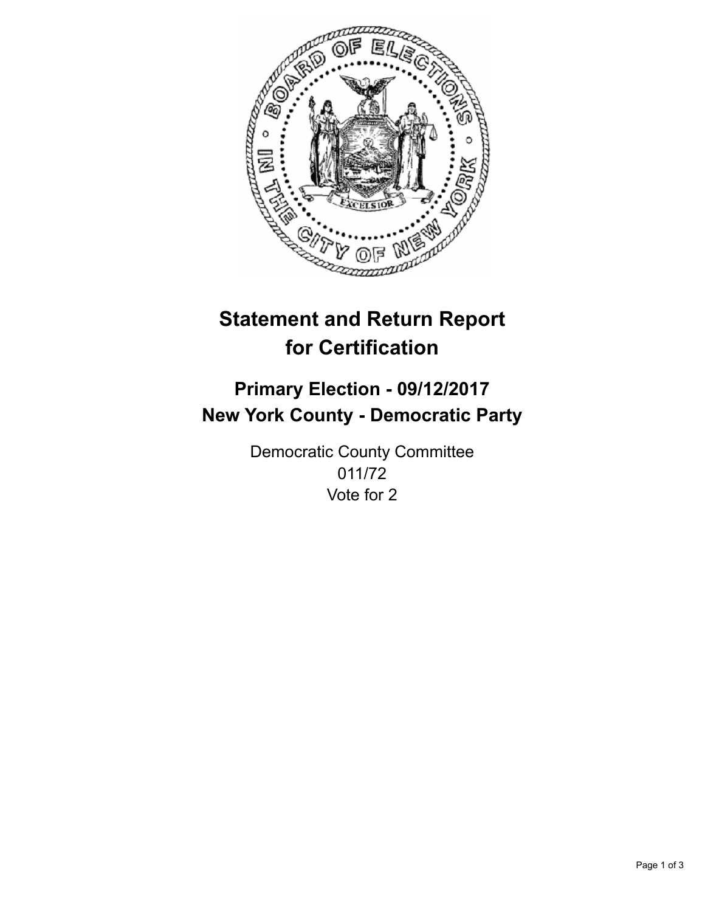# Statement and Return Report for Certification

## Primary Election - 09/12/2017
## New York County - Democratic Party

Democratic County Committee
011/72
Vote for 2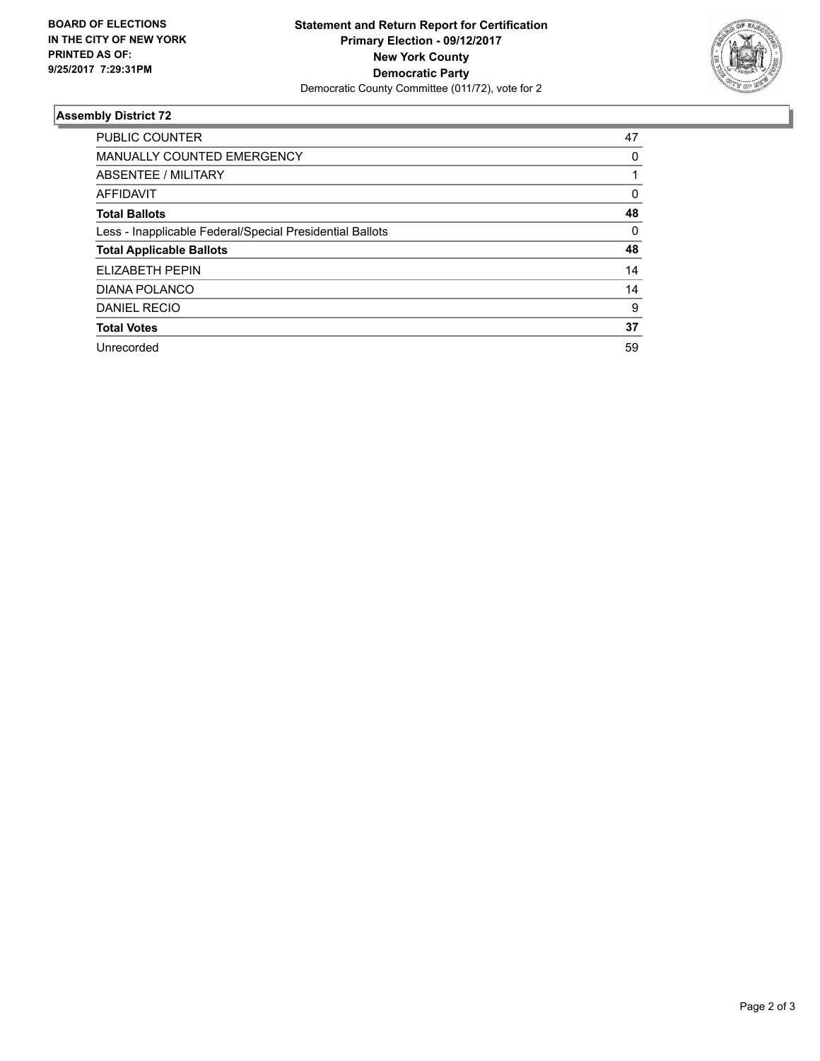**BOARD OF ELECTIONS IN THE CITY OF NEW YORK PRINTED AS OF: 9/25/2017 7:29:31PM**

**Statement and Return Report for Certification**
**Primary Election - 09/12/2017**
**New York County**
**Democratic Party**
Democratic County Committee (011/72), vote for 2

### Assembly District 72

| | |
|---|---|
| PUBLIC COUNTER | 47 |
| MANUALLY COUNTED EMERGENCY | 0 |
| ABSENTEE / MILITARY | 1 |
| AFFIDAVIT | 0 |
| **Total Ballots** | **48** |
| Less - Inapplicable Federal/Special Presidential Ballots | 0 |
| **Total Applicable Ballots** | **48** |
| ELIZABETH PEPIN | 14 |
| DIANA POLANCO | 14 |
| DANIEL RECIO | 9 |
| **Total Votes** | **37** |
| Unrecorded | 59 |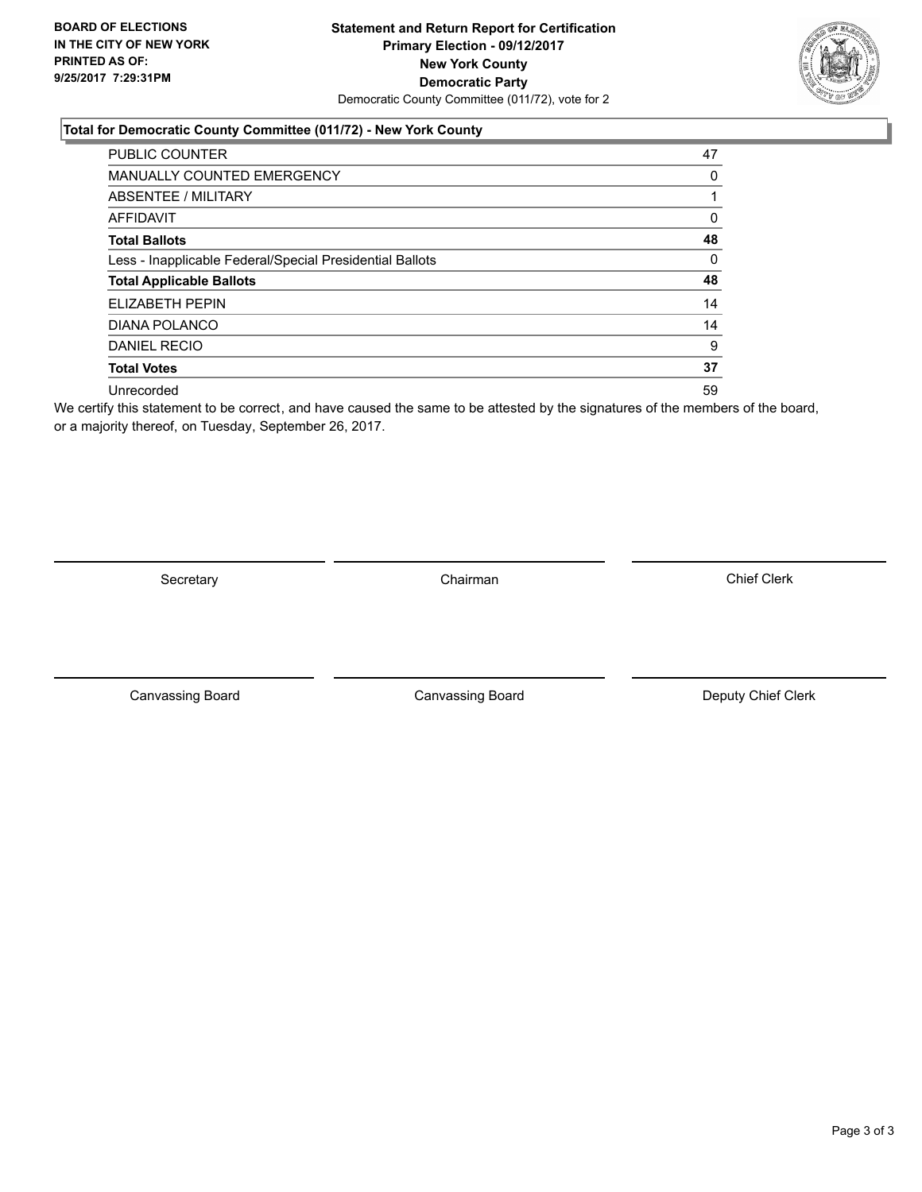**BOARD OF ELECTIONS**
**IN THE CITY OF NEW YORK**
**PRINTED AS OF:**
**9/25/2017 7:29:31PM**

**Statement and Return Report for Certification**
**Primary Election - 09/12/2017**
**New York County**
**Democratic Party**
Democratic County Committee (011/72), vote for 2

### Total for Democratic County Committee (011/72) - New York County

| | |
|---|---|
| PUBLIC COUNTER | 47 |
| MANUALLY COUNTED EMERGENCY | 0 |
| ABSENTEE / MILITARY | 1 |
| AFFIDAVIT | 0 |
| **Total Ballots** | **48** |
| Less - Inapplicable Federal/Special Presidential Ballots | 0 |
| **Total Applicable Ballots** | **48** |
| ELIZABETH PEPIN | 14 |
| DIANA POLANCO | 14 |
| DANIEL RECIO | 9 |
| **Total Votes** | **37** |
| Unrecorded | 59 |

We certify this statement to be correct, and have caused the same to be attested by the signatures of the members of the board, or a majority thereof, on Tuesday, September 26, 2017.

Secretary

Chairman

Chief Clerk

Canvassing Board

Canvassing Board

Deputy Chief Clerk